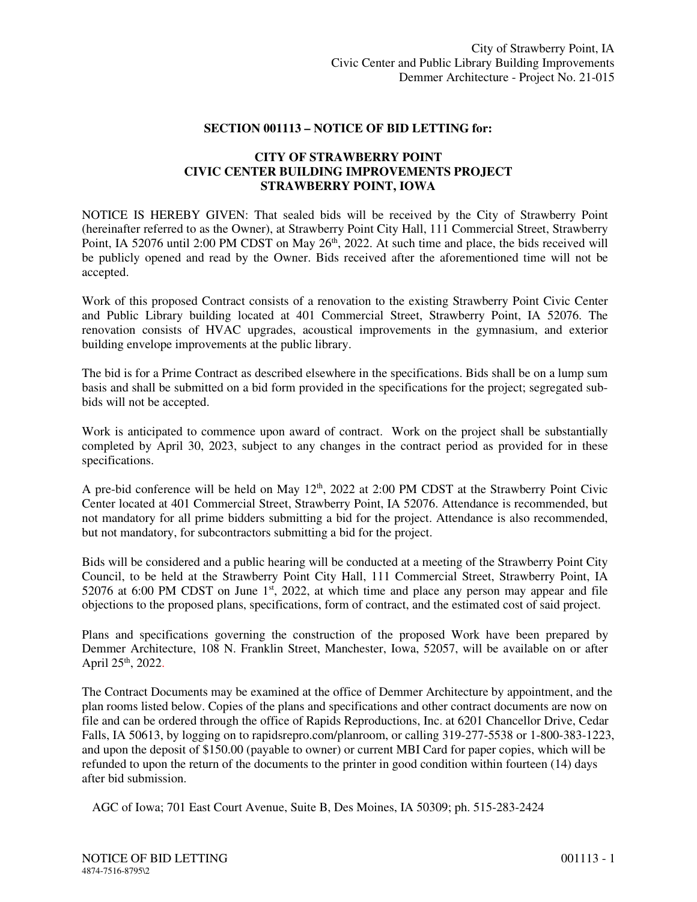## SECTION 001113 – NOTICE OF BID LETTING for:

**CITY OF STRAWBERRY POINT**
**CIVIC CENTER BUILDING IMPROVEMENTS PROJECT**
**STRAWBERRY POINT, IOWA**

NOTICE IS HEREBY GIVEN: That sealed bids will be received by the City of Strawberry Point (hereinafter referred to as the Owner), at Strawberry Point City Hall, 111 Commercial Street, Strawberry Point, IA 52076 until 2:00 PM CDST on May 26th, 2022. At such time and place, the bids received will be publicly opened and read by the Owner. Bids received after the aforementioned time will not be accepted.

Work of this proposed Contract consists of a renovation to the existing Strawberry Point Civic Center and Public Library building located at 401 Commercial Street, Strawberry Point, IA 52076. The renovation consists of HVAC upgrades, acoustical improvements in the gymnasium, and exterior building envelope improvements at the public library.

The bid is for a Prime Contract as described elsewhere in the specifications. Bids shall be on a lump sum basis and shall be submitted on a bid form provided in the specifications for the project; segregated sub-bids will not be accepted.

Work is anticipated to commence upon award of contract. Work on the project shall be substantially completed by April 30, 2023, subject to any changes in the contract period as provided for in these specifications.

A pre-bid conference will be held on May 12th, 2022 at 2:00 PM CDST at the Strawberry Point Civic Center located at 401 Commercial Street, Strawberry Point, IA 52076. Attendance is recommended, but not mandatory for all prime bidders submitting a bid for the project. Attendance is also recommended, but not mandatory, for subcontractors submitting a bid for the project.

Bids will be considered and a public hearing will be conducted at a meeting of the Strawberry Point City Council, to be held at the Strawberry Point City Hall, 111 Commercial Street, Strawberry Point, IA 52076 at 6:00 PM CDST on June 1st, 2022, at which time and place any person may appear and file objections to the proposed plans, specifications, form of contract, and the estimated cost of said project.

Plans and specifications governing the construction of the proposed Work have been prepared by Demmer Architecture, 108 N. Franklin Street, Manchester, Iowa, 52057, will be available on or after April 25th, 2022.

The Contract Documents may be examined at the office of Demmer Architecture by appointment, and the plan rooms listed below. Copies of the plans and specifications and other contract documents are now on file and can be ordered through the office of Rapids Reproductions, Inc. at 6201 Chancellor Drive, Cedar Falls, IA 50613, by logging on to rapidsrepro.com/planroom, or calling 319-277-5538 or 1-800-383-1223, and upon the deposit of $150.00 (payable to owner) or current MBI Card for paper copies, which will be refunded to upon the return of the documents to the printer in good condition within fourteen (14) days after bid submission.

AGC of Iowa; 701 East Court Avenue, Suite B, Des Moines, IA 50309; ph. 515-283-2424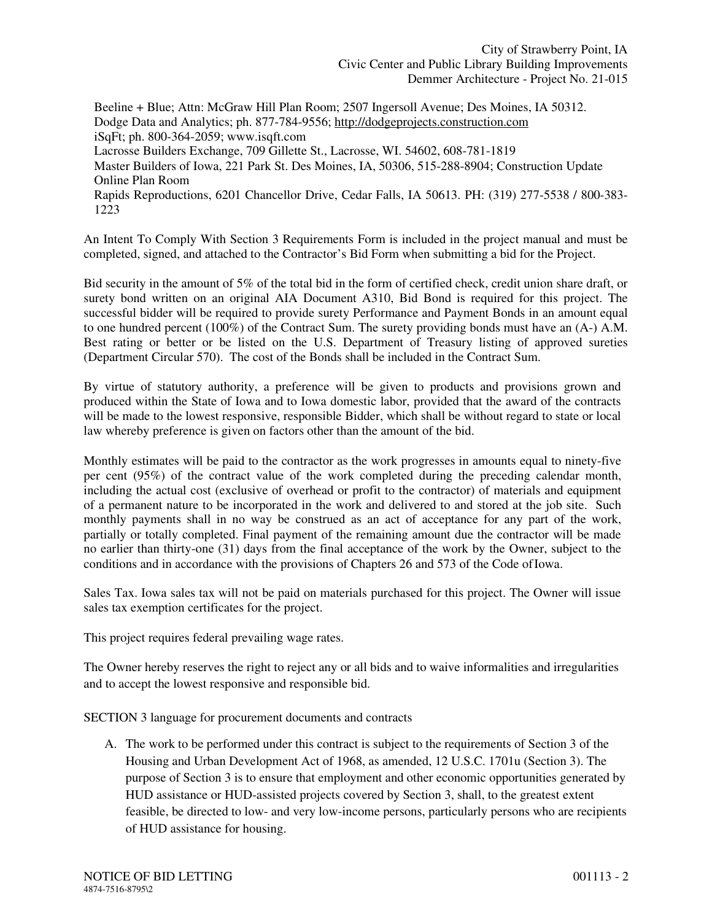Beeline + Blue; Attn: McGraw Hill Plan Room; 2507 Ingersoll Avenue; Des Moines, IA 50312.
Dodge Data and Analytics; ph. 877-784-9556; http://dodgeprojects.construction.com
iSqFt; ph. 800-364-2059; www.isqft.com
Lacrosse Builders Exchange, 709 Gillette St., Lacrosse, WI. 54602, 608-781-1819
Master Builders of Iowa, 221 Park St. Des Moines, IA, 50306, 515-288-8904; Construction Update Online Plan Room
Rapids Reproductions, 6201 Chancellor Drive, Cedar Falls, IA 50613. PH: (319) 277-5538 / 800-383-1223

An Intent To Comply With Section 3 Requirements Form is included in the project manual and must be completed, signed, and attached to the Contractor's Bid Form when submitting a bid for the Project.

Bid security in the amount of 5% of the total bid in the form of certified check, credit union share draft, or surety bond written on an original AIA Document A310, Bid Bond is required for this project. The successful bidder will be required to provide surety Performance and Payment Bonds in an amount equal to one hundred percent (100%) of the Contract Sum. The surety providing bonds must have an (A-) A.M. Best rating or better or be listed on the U.S. Department of Treasury listing of approved sureties (Department Circular 570). The cost of the Bonds shall be included in the Contract Sum.

By virtue of statutory authority, a preference will be given to products and provisions grown and produced within the State of Iowa and to Iowa domestic labor, provided that the award of the contracts will be made to the lowest responsive, responsible Bidder, which shall be without regard to state or local law whereby preference is given on factors other than the amount of the bid.

Monthly estimates will be paid to the contractor as the work progresses in amounts equal to ninety-five per cent (95%) of the contract value of the work completed during the preceding calendar month, including the actual cost (exclusive of overhead or profit to the contractor) of materials and equipment of a permanent nature to be incorporated in the work and delivered to and stored at the job site. Such monthly payments shall in no way be construed as an act of acceptance for any part of the work, partially or totally completed. Final payment of the remaining amount due the contractor will be made no earlier than thirty-one (31) days from the final acceptance of the work by the Owner, subject to the conditions and in accordance with the provisions of Chapters 26 and 573 of the Code of Iowa.

Sales Tax. Iowa sales tax will not be paid on materials purchased for this project. The Owner will issue sales tax exemption certificates for the project.

This project requires federal prevailing wage rates.

The Owner hereby reserves the right to reject any or all bids and to waive informalities and irregularities and to accept the lowest responsive and responsible bid.

SECTION 3 language for procurement documents and contracts

A. The work to be performed under this contract is subject to the requirements of Section 3 of the Housing and Urban Development Act of 1968, as amended, 12 U.S.C. 1701u (Section 3). The purpose of Section 3 is to ensure that employment and other economic opportunities generated by HUD assistance or HUD-assisted projects covered by Section 3, shall, to the greatest extent feasible, be directed to low- and very low-income persons, particularly persons who are recipients of HUD assistance for housing.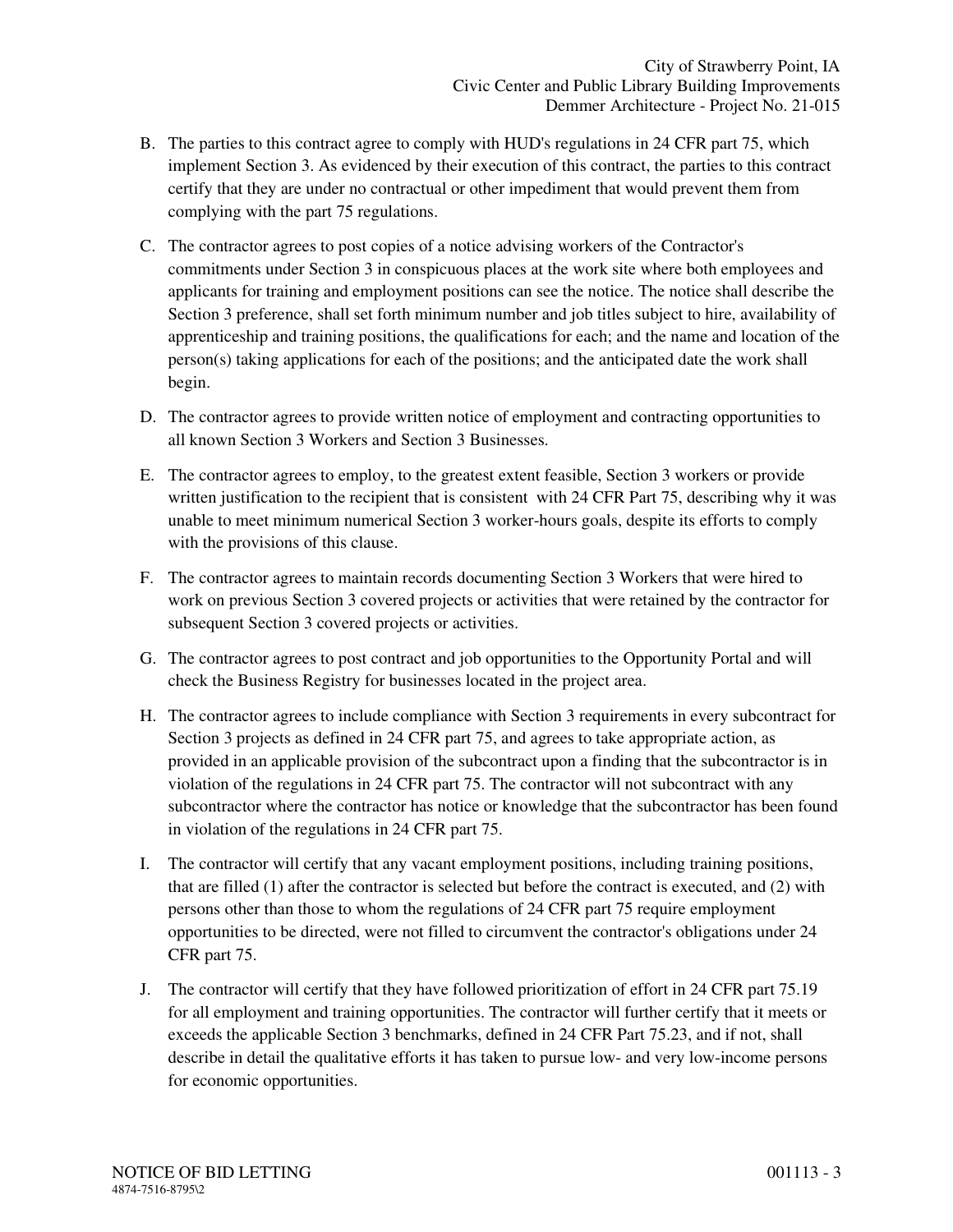B. The parties to this contract agree to comply with HUD's regulations in 24 CFR part 75, which implement Section 3. As evidenced by their execution of this contract, the parties to this contract certify that they are under no contractual or other impediment that would prevent them from complying with the part 75 regulations.

C. The contractor agrees to post copies of a notice advising workers of the Contractor's commitments under Section 3 in conspicuous places at the work site where both employees and applicants for training and employment positions can see the notice. The notice shall describe the Section 3 preference, shall set forth minimum number and job titles subject to hire, availability of apprenticeship and training positions, the qualifications for each; and the name and location of the person(s) taking applications for each of the positions; and the anticipated date the work shall begin.

D. The contractor agrees to provide written notice of employment and contracting opportunities to all known Section 3 Workers and Section 3 Businesses.

E. The contractor agrees to employ, to the greatest extent feasible, Section 3 workers or provide written justification to the recipient that is consistent with 24 CFR Part 75, describing why it was unable to meet minimum numerical Section 3 worker-hours goals, despite its efforts to comply with the provisions of this clause.

F. The contractor agrees to maintain records documenting Section 3 Workers that were hired to work on previous Section 3 covered projects or activities that were retained by the contractor for subsequent Section 3 covered projects or activities.

G. The contractor agrees to post contract and job opportunities to the Opportunity Portal and will check the Business Registry for businesses located in the project area.

H. The contractor agrees to include compliance with Section 3 requirements in every subcontract for Section 3 projects as defined in 24 CFR part 75, and agrees to take appropriate action, as provided in an applicable provision of the subcontract upon a finding that the subcontractor is in violation of the regulations in 24 CFR part 75. The contractor will not subcontract with any subcontractor where the contractor has notice or knowledge that the subcontractor has been found in violation of the regulations in 24 CFR part 75.

I. The contractor will certify that any vacant employment positions, including training positions, that are filled (1) after the contractor is selected but before the contract is executed, and (2) with persons other than those to whom the regulations of 24 CFR part 75 require employment opportunities to be directed, were not filled to circumvent the contractor's obligations under 24 CFR part 75.

J. The contractor will certify that they have followed prioritization of effort in 24 CFR part 75.19 for all employment and training opportunities. The contractor will further certify that it meets or exceeds the applicable Section 3 benchmarks, defined in 24 CFR Part 75.23, and if not, shall describe in detail the qualitative efforts it has taken to pursue low- and very low-income persons for economic opportunities.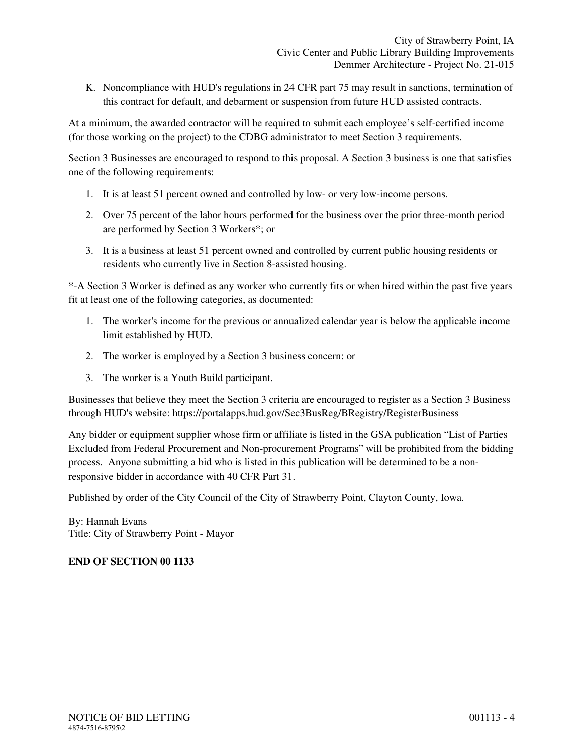K. Noncompliance with HUD's regulations in 24 CFR part 75 may result in sanctions, termination of this contract for default, and debarment or suspension from future HUD assisted contracts.

At a minimum, the awarded contractor will be required to submit each employee's self-certified income (for those working on the project) to the CDBG administrator to meet Section 3 requirements.

Section 3 Businesses are encouraged to respond to this proposal. A Section 3 business is one that satisfies one of the following requirements:

1. It is at least 51 percent owned and controlled by low- or very low-income persons.
2. Over 75 percent of the labor hours performed for the business over the prior three-month period are performed by Section 3 Workers*; or
3. It is a business at least 51 percent owned and controlled by current public housing residents or residents who currently live in Section 8-assisted housing.

*-A Section 3 Worker is defined as any worker who currently fits or when hired within the past five years fit at least one of the following categories, as documented:

1. The worker's income for the previous or annualized calendar year is below the applicable income limit established by HUD.
2. The worker is employed by a Section 3 business concern: or
3. The worker is a Youth Build participant.

Businesses that believe they meet the Section 3 criteria are encouraged to register as a Section 3 Business through HUD's website: https://portalapps.hud.gov/Sec3BusReg/BRegistry/RegisterBusiness

Any bidder or equipment supplier whose firm or affiliate is listed in the GSA publication "List of Parties Excluded from Federal Procurement and Non-procurement Programs" will be prohibited from the bidding process. Anyone submitting a bid who is listed in this publication will be determined to be a non-responsive bidder in accordance with 40 CFR Part 31.

Published by order of the City Council of the City of Strawberry Point, Clayton County, Iowa.

By: Hannah Evans
Title: City of Strawberry Point - Mayor

**END OF SECTION 00 1133**